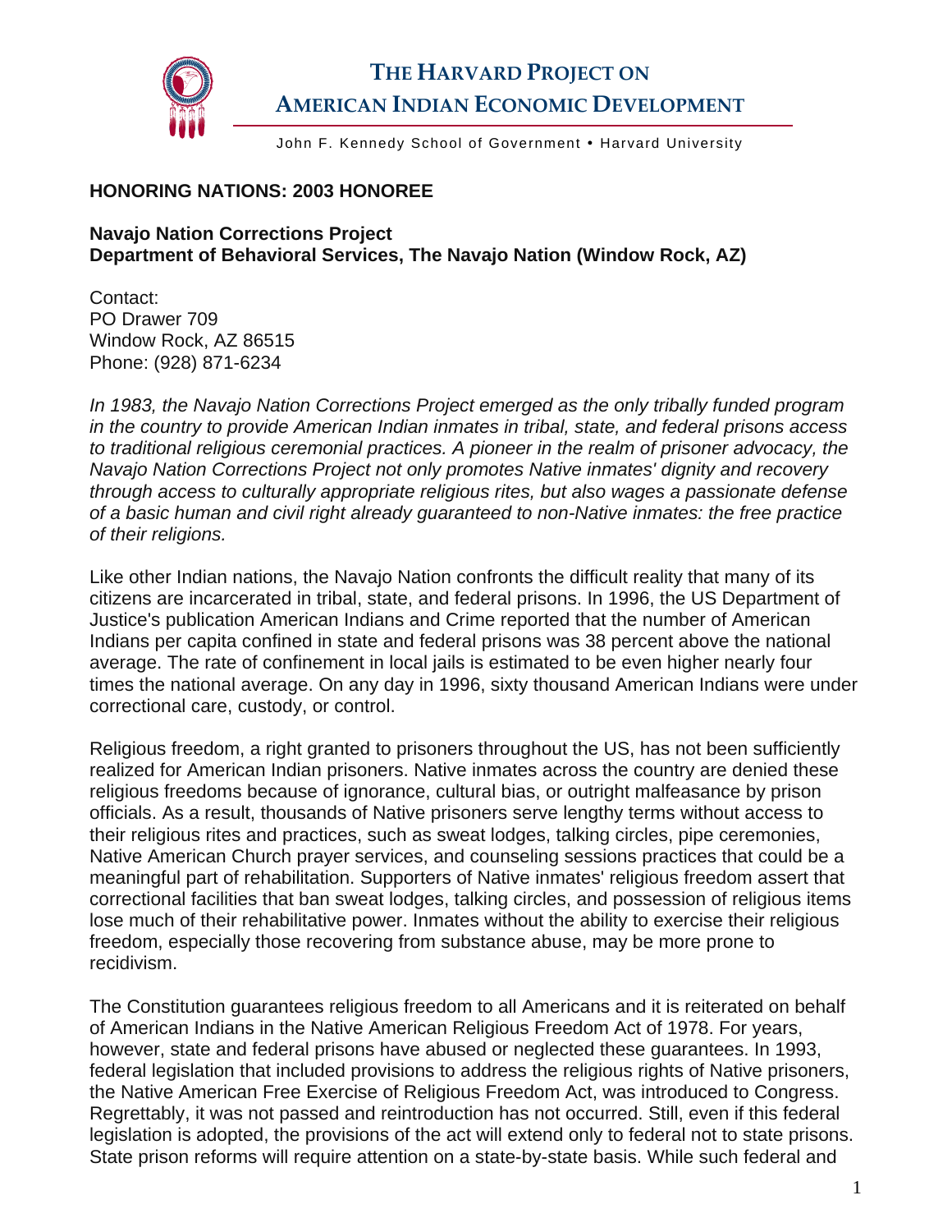# THE HARVARD PROJECT ON AMERICAN INDIAN ECONOMIC DEVELOPMENT

John F. Kennedy School of Government • Harvard University

**HONORING NATIONS: 2003 HONOREE**

**Navajo Nation Corrections Project**
**Department of Behavioral Services, The Navajo Nation (Window Rock, AZ)**

Contact:
PO Drawer 709
Window Rock, AZ 86515
Phone: (928) 871-6234

*In 1983, the Navajo Nation Corrections Project emerged as the only tribally funded program in the country to provide American Indian inmates in tribal, state, and federal prisons access to traditional religious ceremonial practices. A pioneer in the realm of prisoner advocacy, the Navajo Nation Corrections Project not only promotes Native inmates' dignity and recovery through access to culturally appropriate religious rites, but also wages a passionate defense of a basic human and civil right already guaranteed to non-Native inmates: the free practice of their religions.*

Like other Indian nations, the Navajo Nation confronts the difficult reality that many of its citizens are incarcerated in tribal, state, and federal prisons. In 1996, the US Department of Justice's publication American Indians and Crime reported that the number of American Indians per capita confined in state and federal prisons was 38 percent above the national average. The rate of confinement in local jails is estimated to be even higher nearly four times the national average. On any day in 1996, sixty thousand American Indians were under correctional care, custody, or control.

Religious freedom, a right granted to prisoners throughout the US, has not been sufficiently realized for American Indian prisoners. Native inmates across the country are denied these religious freedoms because of ignorance, cultural bias, or outright malfeasance by prison officials. As a result, thousands of Native prisoners serve lengthy terms without access to their religious rites and practices, such as sweat lodges, talking circles, pipe ceremonies, Native American Church prayer services, and counseling sessions practices that could be a meaningful part of rehabilitation. Supporters of Native inmates' religious freedom assert that correctional facilities that ban sweat lodges, talking circles, and possession of religious items lose much of their rehabilitative power. Inmates without the ability to exercise their religious freedom, especially those recovering from substance abuse, may be more prone to recidivism.

The Constitution guarantees religious freedom to all Americans and it is reiterated on behalf of American Indians in the Native American Religious Freedom Act of 1978. For years, however, state and federal prisons have abused or neglected these guarantees. In 1993, federal legislation that included provisions to address the religious rights of Native prisoners, the Native American Free Exercise of Religious Freedom Act, was introduced to Congress. Regrettably, it was not passed and reintroduction has not occurred. Still, even if this federal legislation is adopted, the provisions of the act will extend only to federal not to state prisons. State prison reforms will require attention on a state-by-state basis. While such federal and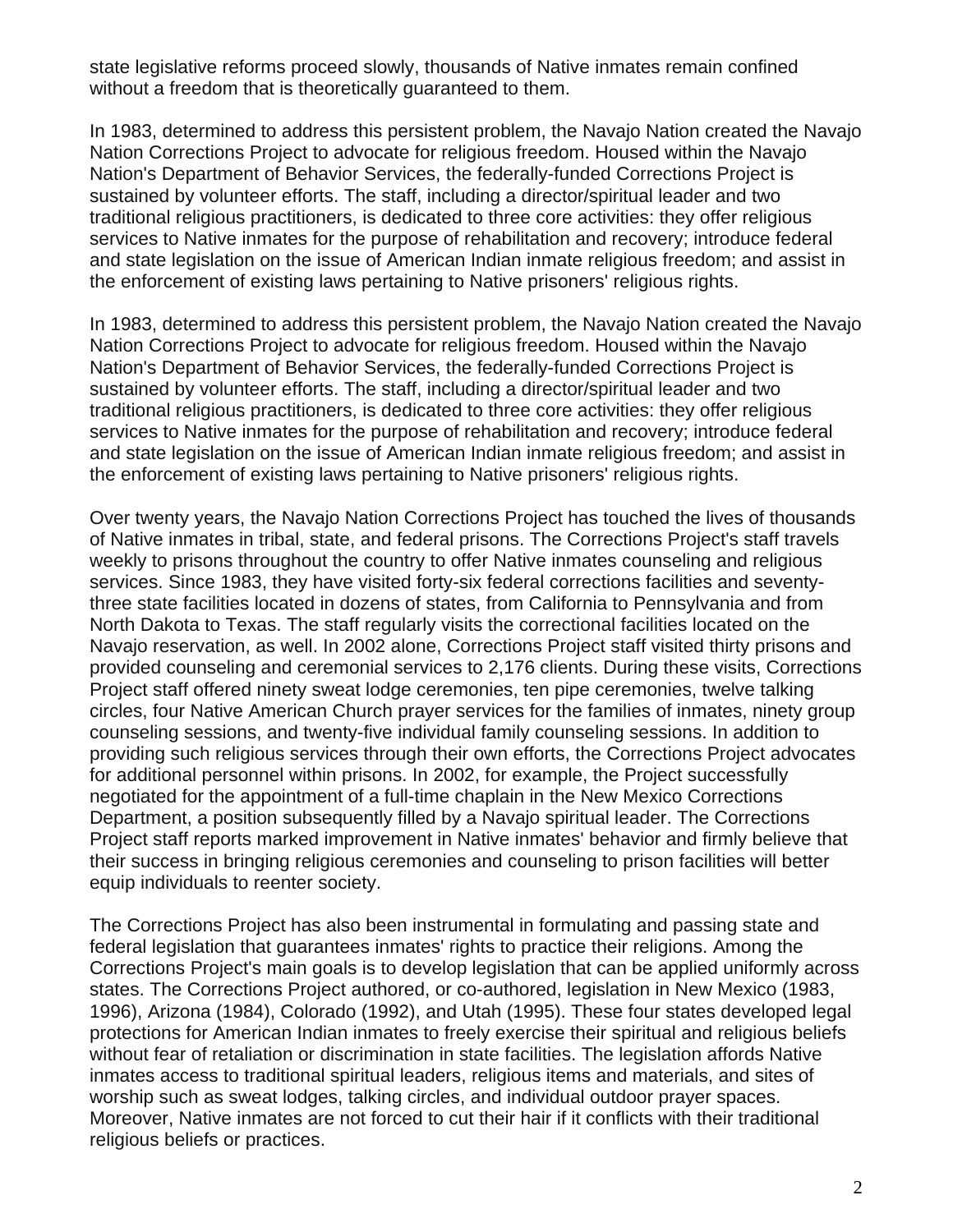state legislative reforms proceed slowly, thousands of Native inmates remain confined without a freedom that is theoretically guaranteed to them.

In 1983, determined to address this persistent problem, the Navajo Nation created the Navajo Nation Corrections Project to advocate for religious freedom. Housed within the Navajo Nation's Department of Behavior Services, the federally-funded Corrections Project is sustained by volunteer efforts. The staff, including a director/spiritual leader and two traditional religious practitioners, is dedicated to three core activities: they offer religious services to Native inmates for the purpose of rehabilitation and recovery; introduce federal and state legislation on the issue of American Indian inmate religious freedom; and assist in the enforcement of existing laws pertaining to Native prisoners' religious rights.

In 1983, determined to address this persistent problem, the Navajo Nation created the Navajo Nation Corrections Project to advocate for religious freedom. Housed within the Navajo Nation's Department of Behavior Services, the federally-funded Corrections Project is sustained by volunteer efforts. The staff, including a director/spiritual leader and two traditional religious practitioners, is dedicated to three core activities: they offer religious services to Native inmates for the purpose of rehabilitation and recovery; introduce federal and state legislation on the issue of American Indian inmate religious freedom; and assist in the enforcement of existing laws pertaining to Native prisoners' religious rights.

Over twenty years, the Navajo Nation Corrections Project has touched the lives of thousands of Native inmates in tribal, state, and federal prisons. The Corrections Project's staff travels weekly to prisons throughout the country to offer Native inmates counseling and religious services. Since 1983, they have visited forty-six federal corrections facilities and seventy-three state facilities located in dozens of states, from California to Pennsylvania and from North Dakota to Texas. The staff regularly visits the correctional facilities located on the Navajo reservation, as well. In 2002 alone, Corrections Project staff visited thirty prisons and provided counseling and ceremonial services to 2,176 clients. During these visits, Corrections Project staff offered ninety sweat lodge ceremonies, ten pipe ceremonies, twelve talking circles, four Native American Church prayer services for the families of inmates, ninety group counseling sessions, and twenty-five individual family counseling sessions. In addition to providing such religious services through their own efforts, the Corrections Project advocates for additional personnel within prisons. In 2002, for example, the Project successfully negotiated for the appointment of a full-time chaplain in the New Mexico Corrections Department, a position subsequently filled by a Navajo spiritual leader. The Corrections Project staff reports marked improvement in Native inmates' behavior and firmly believe that their success in bringing religious ceremonies and counseling to prison facilities will better equip individuals to reenter society.

The Corrections Project has also been instrumental in formulating and passing state and federal legislation that guarantees inmates' rights to practice their religions. Among the Corrections Project's main goals is to develop legislation that can be applied uniformly across states. The Corrections Project authored, or co-authored, legislation in New Mexico (1983, 1996), Arizona (1984), Colorado (1992), and Utah (1995). These four states developed legal protections for American Indian inmates to freely exercise their spiritual and religious beliefs without fear of retaliation or discrimination in state facilities. The legislation affords Native inmates access to traditional spiritual leaders, religious items and materials, and sites of worship such as sweat lodges, talking circles, and individual outdoor prayer spaces. Moreover, Native inmates are not forced to cut their hair if it conflicts with their traditional religious beliefs or practices.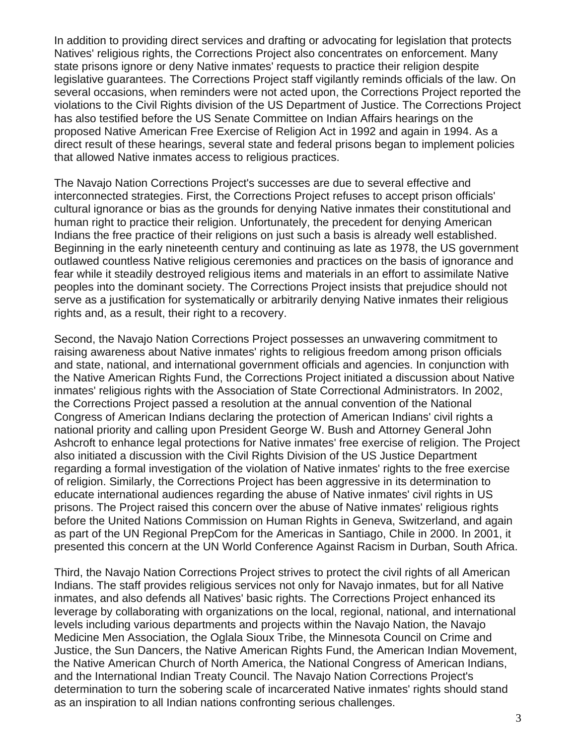In addition to providing direct services and drafting or advocating for legislation that protects Natives' religious rights, the Corrections Project also concentrates on enforcement. Many state prisons ignore or deny Native inmates' requests to practice their religion despite legislative guarantees. The Corrections Project staff vigilantly reminds officials of the law. On several occasions, when reminders were not acted upon, the Corrections Project reported the violations to the Civil Rights division of the US Department of Justice. The Corrections Project has also testified before the US Senate Committee on Indian Affairs hearings on the proposed Native American Free Exercise of Religion Act in 1992 and again in 1994. As a direct result of these hearings, several state and federal prisons began to implement policies that allowed Native inmates access to religious practices.

The Navajo Nation Corrections Project's successes are due to several effective and interconnected strategies. First, the Corrections Project refuses to accept prison officials' cultural ignorance or bias as the grounds for denying Native inmates their constitutional and human right to practice their religion. Unfortunately, the precedent for denying American Indians the free practice of their religions on just such a basis is already well established. Beginning in the early nineteenth century and continuing as late as 1978, the US government outlawed countless Native religious ceremonies and practices on the basis of ignorance and fear while it steadily destroyed religious items and materials in an effort to assimilate Native peoples into the dominant society. The Corrections Project insists that prejudice should not serve as a justification for systematically or arbitrarily denying Native inmates their religious rights and, as a result, their right to a recovery.

Second, the Navajo Nation Corrections Project possesses an unwavering commitment to raising awareness about Native inmates' rights to religious freedom among prison officials and state, national, and international government officials and agencies. In conjunction with the Native American Rights Fund, the Corrections Project initiated a discussion about Native inmates' religious rights with the Association of State Correctional Administrators. In 2002, the Corrections Project passed a resolution at the annual convention of the National Congress of American Indians declaring the protection of American Indians' civil rights a national priority and calling upon President George W. Bush and Attorney General John Ashcroft to enhance legal protections for Native inmates' free exercise of religion. The Project also initiated a discussion with the Civil Rights Division of the US Justice Department regarding a formal investigation of the violation of Native inmates' rights to the free exercise of religion. Similarly, the Corrections Project has been aggressive in its determination to educate international audiences regarding the abuse of Native inmates' civil rights in US prisons. The Project raised this concern over the abuse of Native inmates' religious rights before the United Nations Commission on Human Rights in Geneva, Switzerland, and again as part of the UN Regional PrepCom for the Americas in Santiago, Chile in 2000. In 2001, it presented this concern at the UN World Conference Against Racism in Durban, South Africa.

Third, the Navajo Nation Corrections Project strives to protect the civil rights of all American Indians. The staff provides religious services not only for Navajo inmates, but for all Native inmates, and also defends all Natives' basic rights. The Corrections Project enhanced its leverage by collaborating with organizations on the local, regional, national, and international levels including various departments and projects within the Navajo Nation, the Navajo Medicine Men Association, the Oglala Sioux Tribe, the Minnesota Council on Crime and Justice, the Sun Dancers, the Native American Rights Fund, the American Indian Movement, the Native American Church of North America, the National Congress of American Indians, and the International Indian Treaty Council. The Navajo Nation Corrections Project's determination to turn the sobering scale of incarcerated Native inmates' rights should stand as an inspiration to all Indian nations confronting serious challenges.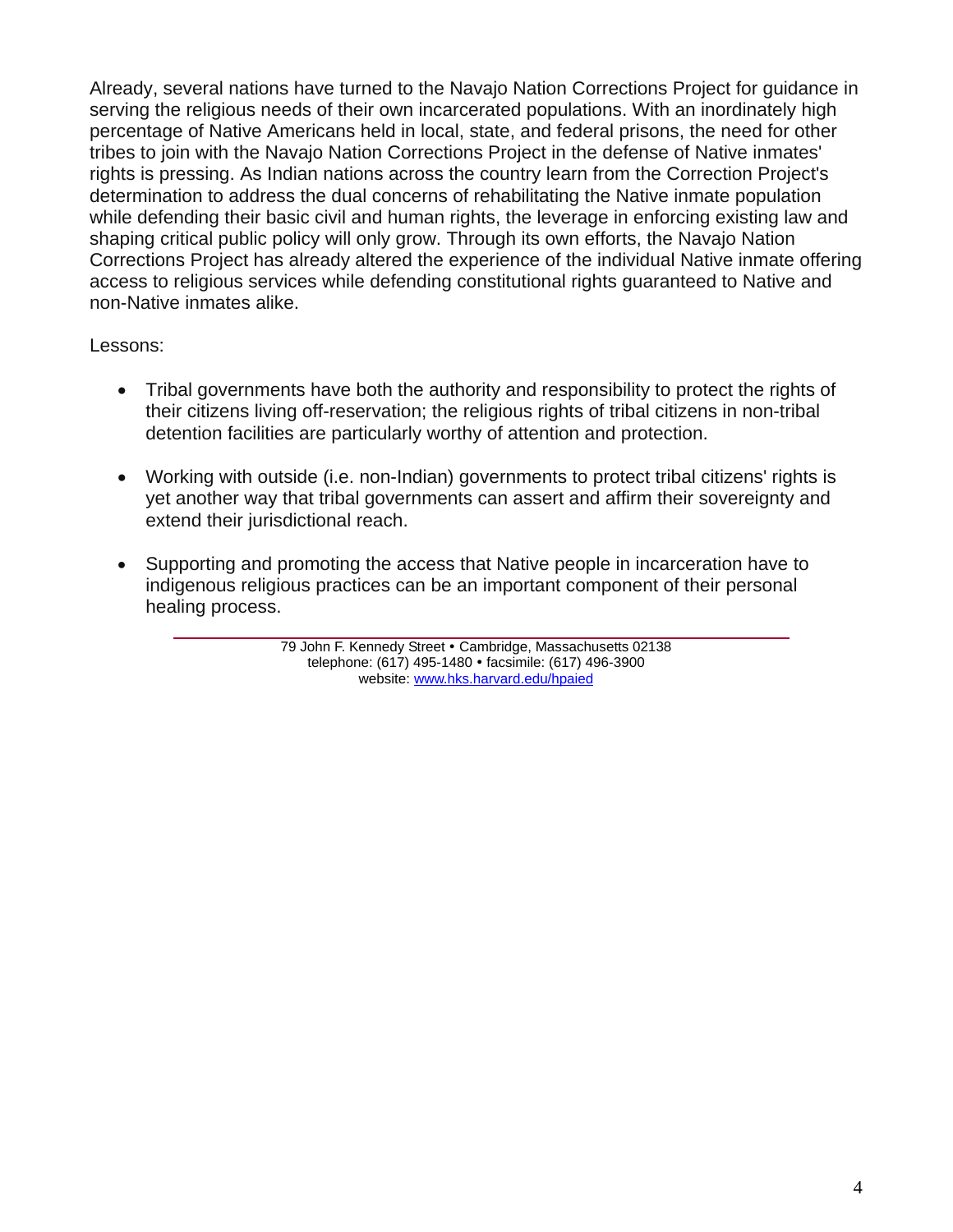Already, several nations have turned to the Navajo Nation Corrections Project for guidance in serving the religious needs of their own incarcerated populations. With an inordinately high percentage of Native Americans held in local, state, and federal prisons, the need for other tribes to join with the Navajo Nation Corrections Project in the defense of Native inmates' rights is pressing. As Indian nations across the country learn from the Correction Project's determination to address the dual concerns of rehabilitating the Native inmate population while defending their basic civil and human rights, the leverage in enforcing existing law and shaping critical public policy will only grow. Through its own efforts, the Navajo Nation Corrections Project has already altered the experience of the individual Native inmate offering access to religious services while defending constitutional rights guaranteed to Native and non-Native inmates alike.

Lessons:

- Tribal governments have both the authority and responsibility to protect the rights of their citizens living off-reservation; the religious rights of tribal citizens in non-tribal detention facilities are particularly worthy of attention and protection.

- Working with outside (i.e. non-Indian) governments to protect tribal citizens' rights is yet another way that tribal governments can assert and affirm their sovereignty and extend their jurisdictional reach.

- Supporting and promoting the access that Native people in incarceration have to indigenous religious practices can be an important component of their personal healing process.

79 John F. Kennedy Street • Cambridge, Massachusetts 02138
telephone: (617) 495-1480 • facsimile: (617) 496-3900
website: www.hks.harvard.edu/hpaied